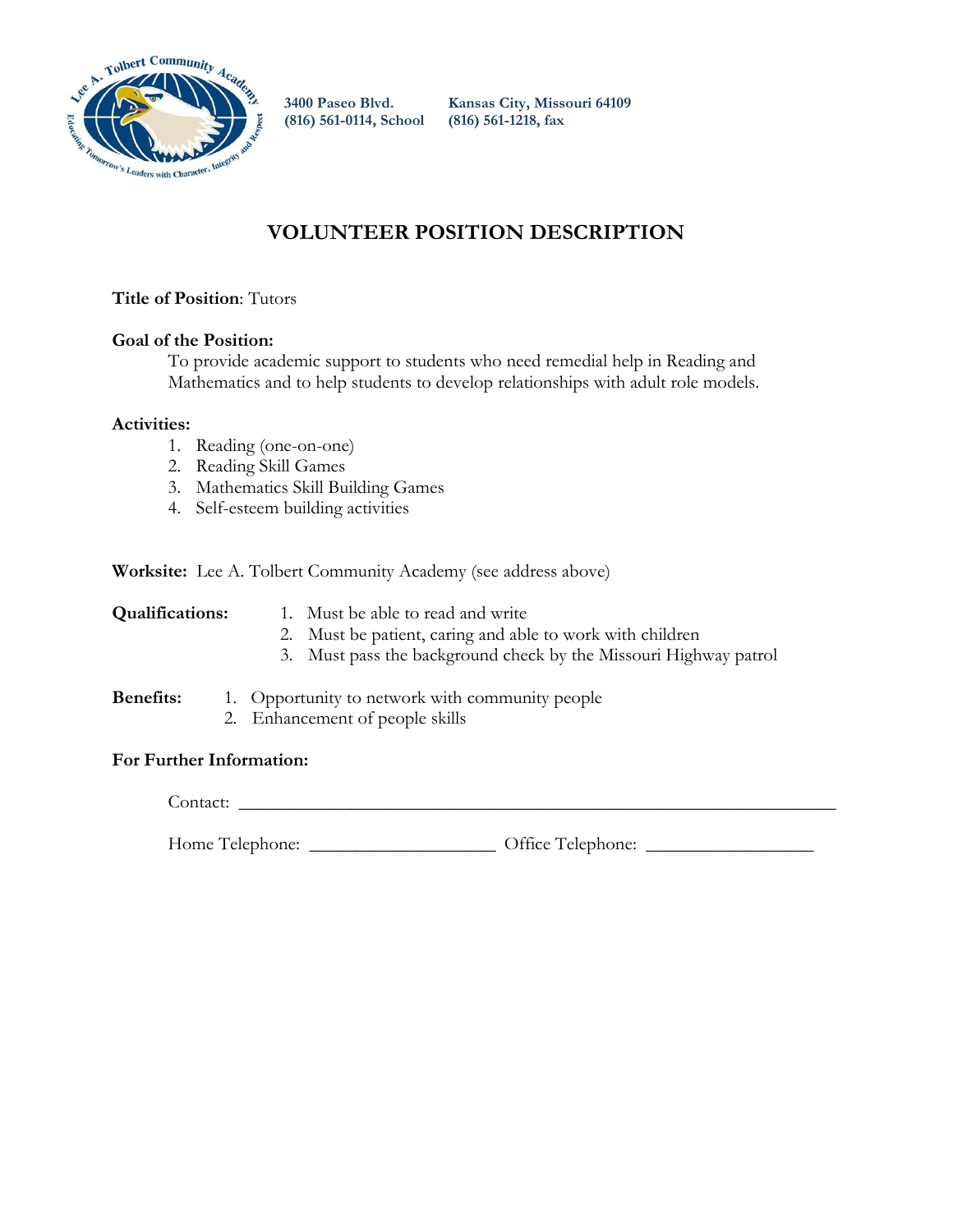3400 Paseo Blvd. Kansas City, Missouri 64109
(816) 561-0114, School (816) 561-1218, fax

# VOLUNTEER POSITION DESCRIPTION

**Title of Position**: Tutors

**Goal of the Position:**

To provide academic support to students who need remedial help in Reading and Mathematics and to help students to develop relationships with adult role models.

**Activities:**

1. Reading (one-on-one)
2. Reading Skill Games
3. Mathematics Skill Building Games
4. Self-esteem building activities

**Worksite:** Lee A. Tolbert Community Academy (see address above)

**Qualifications:**

1. Must be able to read and write
2. Must be patient, caring and able to work with children
3. Must pass the background check by the Missouri Highway patrol

**Benefits:**

1. Opportunity to network with community people
2. Enhancement of people skills

**For Further Information:**

Contact: ______________________________________________________________

Home Telephone: ____________________ Office Telephone: __________________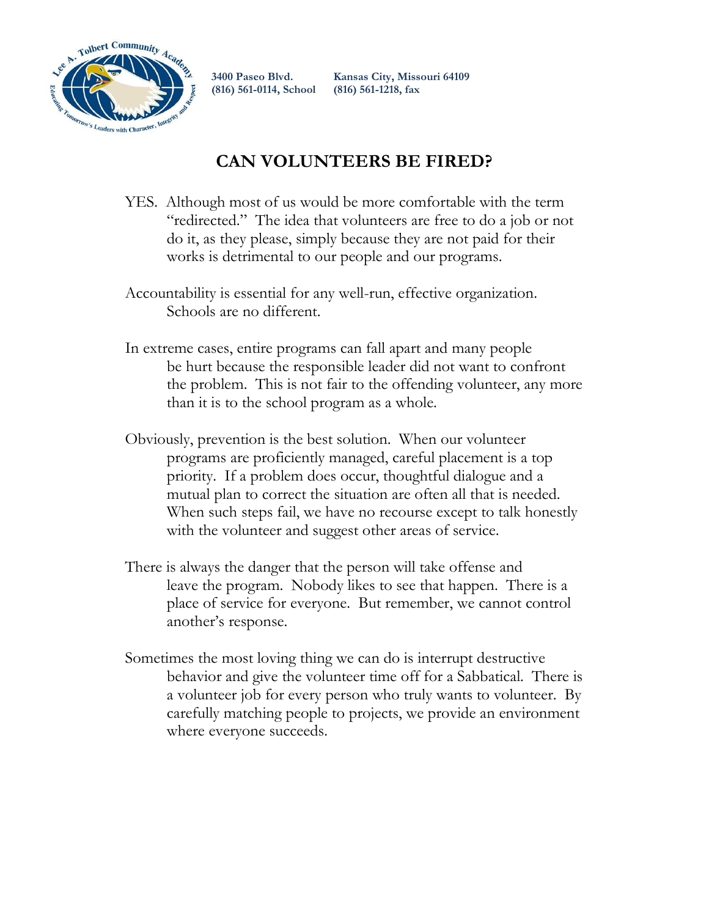3400 Paseo Blvd. (816) 561-0114, School

Kansas City, Missouri 64109 (816) 561-1218, fax

# CAN VOLUNTEERS BE FIRED?

YES. Although most of us would be more comfortable with the term "redirected." The idea that volunteers are free to do a job or not do it, as they please, simply because they are not paid for their works is detrimental to our people and our programs.

Accountability is essential for any well-run, effective organization. Schools are no different.

In extreme cases, entire programs can fall apart and many people be hurt because the responsible leader did not want to confront the problem. This is not fair to the offending volunteer, any more than it is to the school program as a whole.

Obviously, prevention is the best solution. When our volunteer programs are proficiently managed, careful placement is a top priority. If a problem does occur, thoughtful dialogue and a mutual plan to correct the situation are often all that is needed. When such steps fail, we have no recourse except to talk honestly with the volunteer and suggest other areas of service.

There is always the danger that the person will take offense and leave the program. Nobody likes to see that happen. There is a place of service for everyone. But remember, we cannot control another's response.

Sometimes the most loving thing we can do is interrupt destructive behavior and give the volunteer time off for a Sabbatical. There is a volunteer job for every person who truly wants to volunteer. By carefully matching people to projects, we provide an environment where everyone succeeds.